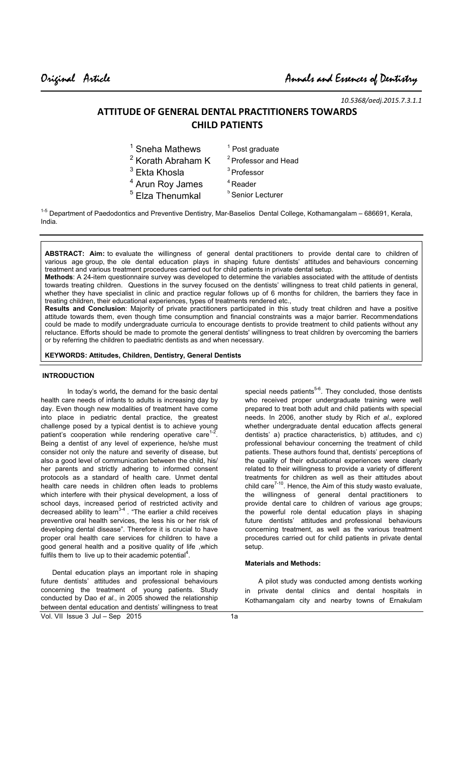Original Article

10.5368/aedj.2015.7.3.1.1

# ATTITUDE OF GENERAL DENTAL PRACTITIONERS TOWARDS CHILD PATIENTS

[1] Sneha Mathews — [1] Post graduate
[2] Korath Abraham K — [2] Professor and Head
[3] Ekta Khosla — [3] Professor
[4] Arun Roy James — [4] Reader
[5] Elza Thenumkal — [5] Senior Lecturer

[1-5] Department of Paedodontics and Preventive Dentistry, Mar-Baselios Dental College, Kothamangalam – 686691, Kerala, India.

**ABSTRACT: Aim:** to evaluate the willingness of general dental practitioners to provide dental care to children of various age group, the ole dental education plays in shaping future dentists' attitudes and behaviours concerning treatment and various treatment procedures carried out for child patients in private dental setup.

**Methods**: A 24-item questionnaire survey was developed to determine the variables associated with the attitude of dentists towards treating children. Questions in the survey focused on the dentists' willingness to treat child patients in general, whether they have specialist in clinic and practice regular follows up of 6 months for children, the barriers they face in treating children, their educational experiences, types of treatments rendered etc.,

**Results and Conclusion**: Majority of private practitioners participated in this study treat children and have a positive attitude towards them, even though time consumption and financial constraints was a major barrier. Recommendations could be made to modify undergraduate curricula to encourage dentists to provide treatment to child patients without any reluctance. Efforts should be made to promote the general dentists' willingness to treat children by overcoming the barriers or by referring the children to paediatric dentists as and when necessary.

**KEYWORDS: Attitudes, Children, Dentistry, General Dentists**

## INTRODUCTION

In today's world**,** the demand for the basic dental health care needs of infants to adults is increasing day by day. Even though new modalities of treatment have come into place in pediatric dental practice, the greatest challenge posed by a typical dentist is to achieve young patient's cooperation while rendering operative care[1-2]. Being a dentist of any level of experience, he/she must consider not only the nature and severity of disease, but also a good level of communication between the child, his/ her parents and strictly adhering to informed consent protocols as a standard of health care. Unmet dental health care needs in children often leads to problems which interfere with their physical development, a loss of school days, increased period of restricted activity and decreased ability to learn[3-4]. "The earlier a child receives preventive oral health services, the less his or her risk of developing dental disease". Therefore it is crucial to have proper oral health care services for children to have a good general health and a positive quality of life ,which fulfils them to live up to their academic potential[4].

Dental education plays an important role in shaping future dentists' attitudes and professional behaviours concerning the treatment of young patients. Study conducted by Dao *et al*., in 2005 showed the relationship between dental education and dentists' willingness to treat special needs patients[5-6]. They concluded, those dentists who received proper undergraduate training were well prepared to treat both adult and child patients with special needs. In 2006, another study by Rich *et al.,* explored whether undergraduate dental education affects general dentists' a) practice characteristics, b) attitudes, and c) professional behaviour concerning the treatment of child patients. These authors found that, dentists' perceptions of the quality of their educational experiences were clearly related to their willingness to provide a variety of different treatments for children as well as their attitudes about child care[7-10]. Hence, the Aim of this study wasto evaluate, the willingness of general dental practitioners to provide dental care to children of various age groups; the powerful role dental education plays in shaping future dentists' attitudes and professional behaviours concerning treatment, as well as the various treatment procedures carried out for child patients in private dental setup.

### Materials and Methods:

A pilot study was conducted among dentists working in private dental clinics and dental hospitals in Kothamangalam city and nearby towns of Ernakulam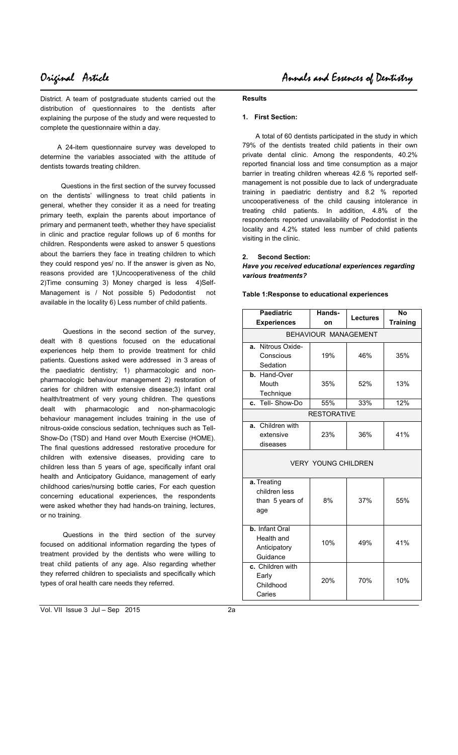District. A team of postgraduate students carried out the distribution of questionnaires to the dentists after explaining the purpose of the study and were requested to complete the questionnaire within a day.

A 24-item questionnaire survey was developed to determine the variables associated with the attitude of dentists towards treating children.

Questions in the first section of the survey focussed on the dentists' willingness to treat child patients in general, whether they consider it as a need for treating primary teeth, explain the parents about importance of primary and permanent teeth, whether they have specialist in clinic and practice regular follows up of 6 months for children. Respondents were asked to answer 5 questions about the barriers they face in treating children to which they could respond yes/ no. If the answer is given as No, reasons provided are 1)Uncooperativeness of the child 2)Time consuming 3) Money charged is less 4)Self-Management is / Not possible 5) Pedodontist not available in the locality 6) Less number of child patients.

Questions in the second section of the survey, dealt with 8 questions focused on the educational experiences help them to provide treatment for child patients. Questions asked were addressed in 3 areas of the paediatric dentistry; 1) pharmacologic and non-pharmacologic behaviour management 2) restoration of caries for children with extensive disease;3) infant oral health/treatment of very young children. The questions dealt with pharmacologic and non-pharmacologic behaviour management includes training in the use of nitrous-oxide conscious sedation, techniques such as Tell-Show-Do (TSD) and Hand over Mouth Exercise (HOME). The final questions addressed restorative procedure for children with extensive diseases, providing care to children less than 5 years of age, specifically infant oral health and Anticipatory Guidance, management of early childhood caries/nursing bottle caries, For each question concerning educational experiences, the respondents were asked whether they had hands-on training, lectures, or no training.

Questions in the third section of the survey focused on additional information regarding the types of treatment provided by the dentists who were willing to treat child patients of any age. Also regarding whether they referred children to specialists and specifically which types of oral health care needs they referred.

**Results**

**1. First Section:**

A total of 60 dentists participated in the study in which 79% of the dentists treated child patients in their own private dental clinic. Among the respondents, 40.2% reported financial loss and time consumption as a major barrier in treating children whereas 42.6 % reported self-management is not possible due to lack of undergraduate training in paediatric dentistry and 8.2 % reported uncooperativeness of the child causing intolerance in treating child patients. In addition, 4.8% of the respondents reported unavailability of Pedodontist in the locality and 4.2% stated less number of child patients visiting in the clinic.

**2. Second Section:**

***Have you received educational experiences regarding various treatments?***

**Table 1:Response to educational experiences**

| Paediatric Experiences | Hands-on | Lectures | No Training |
|---|---|---|---|
| BEHAVIOUR MANAGEMENT | | | |
| **a.** Nitrous Oxide-Conscious Sedation | 19% | 46% | 35% |
| **b.** Hand-Over Mouth Technique | 35% | 52% | 13% |
| **c.** Tell- Show-Do | 55% | 33% | 12% |
| RESTORATIVE | | | |
| **a.** Children with extensive diseases | 23% | 36% | 41% |
| VERY YOUNG CHILDREN | | | |
| **a.** Treating children less than 5 years of age | 8% | 37% | 55% |
| **b.** Infant Oral Health and Anticipatory Guidance | 10% | 49% | 41% |
| **c.** Children with Early Childhood Caries | 20% | 70% | 10% |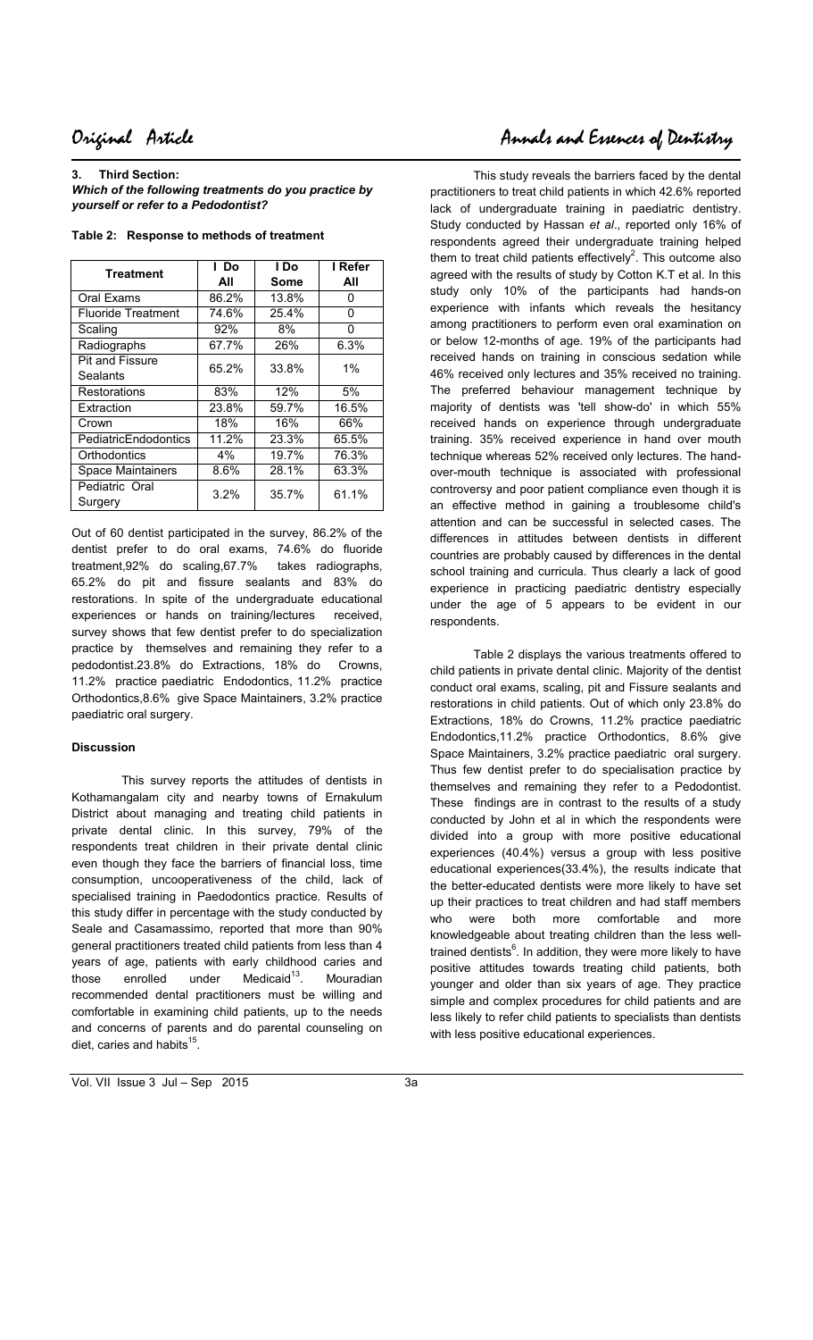### 3. Third Section:

***Which of the following treatments do you practice by yourself or refer to a Pedodontist?***

**Table 2: Response to methods of treatment**

| Treatment | I Do All | I Do Some | I Refer All |
|---|---|---|---|
| Oral Exams | 86.2% | 13.8% | 0 |
| Fluoride Treatment | 74.6% | 25.4% | 0 |
| Scaling | 92% | 8% | 0 |
| Radiographs | 67.7% | 26% | 6.3% |
| Pit and Fissure Sealants | 65.2% | 33.8% | 1% |
| Restorations | 83% | 12% | 5% |
| Extraction | 23.8% | 59.7% | 16.5% |
| Crown | 18% | 16% | 66% |
| PediatricEndodontics | 11.2% | 23.3% | 65.5% |
| Orthodontics | 4% | 19.7% | 76.3% |
| Space Maintainers | 8.6% | 28.1% | 63.3% |
| Pediatric Oral Surgery | 3.2% | 35.7% | 61.1% |

Out of 60 dentist participated in the survey, 86.2% of the dentist prefer to do oral exams, 74.6% do fluoride treatment,92% do scaling,67.7% takes radiographs, 65.2% do pit and fissure sealants and 83% do restorations. In spite of the undergraduate educational experiences or hands on training/lectures received, survey shows that few dentist prefer to do specialization practice by themselves and remaining they refer to a pedodontist.23.8% do Extractions, 18% do Crowns, 11.2% practice paediatric Endodontics, 11.2% practice Orthodontics,8.6% give Space Maintainers, 3.2% practice paediatric oral surgery.

## Discussion

This survey reports the attitudes of dentists in Kothamangalam city and nearby towns of Ernakulum District about managing and treating child patients in private dental clinic. In this survey, 79% of the respondents treat children in their private dental clinic even though they face the barriers of financial loss, time consumption, uncooperativeness of the child, lack of specialised training in Paedodontics practice. Results of this study differ in percentage with the study conducted by Seale and Casamassimo, reported that more than 90% general practitioners treated child patients from less than 4 years of age, patients with early childhood caries and those enrolled under Medicaid[13]. Mouradian recommended dental practitioners must be willing and comfortable in examining child patients, up to the needs and concerns of parents and do parental counseling on diet, caries and habits[15].

This study reveals the barriers faced by the dental practitioners to treat child patients in which 42.6% reported lack of undergraduate training in paediatric dentistry. Study conducted by Hassan *et al*., reported only 16% of respondents agreed their undergraduate training helped them to treat child patients effectively[2]. This outcome also agreed with the results of study by Cotton K.T et al. In this study only 10% of the participants had hands-on experience with infants which reveals the hesitancy among practitioners to perform even oral examination on or below 12-months of age. 19% of the participants had received hands on training in conscious sedation while 46% received only lectures and 35% received no training. The preferred behaviour management technique by majority of dentists was 'tell show-do' in which 55% received hands on experience through undergraduate training. 35% received experience in hand over mouth technique whereas 52% received only lectures. The hand-over-mouth technique is associated with professional controversy and poor patient compliance even though it is an effective method in gaining a troublesome child's attention and can be successful in selected cases. The differences in attitudes between dentists in different countries are probably caused by differences in the dental school training and curricula. Thus clearly a lack of good experience in practicing paediatric dentistry especially under the age of 5 appears to be evident in our respondents.

Table 2 displays the various treatments offered to child patients in private dental clinic. Majority of the dentist conduct oral exams, scaling, pit and Fissure sealants and restorations in child patients. Out of which only 23.8% do Extractions, 18% do Crowns, 11.2% practice paediatric Endodontics,11.2% practice Orthodontics, 8.6% give Space Maintainers, 3.2% practice paediatric oral surgery. Thus few dentist prefer to do specialisation practice by themselves and remaining they refer to a Pedodontist. These findings are in contrast to the results of a study conducted by John et al in which the respondents were divided into a group with more positive educational experiences (40.4%) versus a group with less positive educational experiences(33.4%), the results indicate that the better-educated dentists were more likely to have set up their practices to treat children and had staff members who were both more comfortable and more knowledgeable about treating children than the less well-trained dentists[6]. In addition, they were more likely to have positive attitudes towards treating child patients, both younger and older than six years of age. They practice simple and complex procedures for child patients and are less likely to refer child patients to specialists than dentists with less positive educational experiences.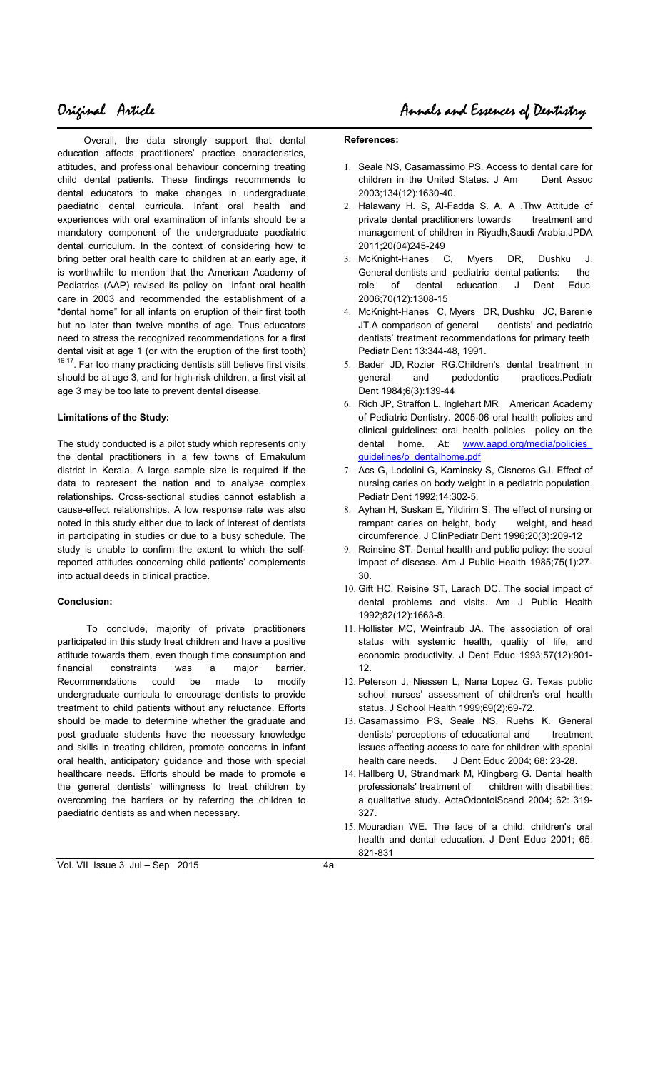Overall, the data strongly support that dental education affects practitioners' practice characteristics, attitudes, and professional behaviour concerning treating child dental patients. These findings recommends to dental educators to make changes in undergraduate paediatric dental curricula. Infant oral health and experiences with oral examination of infants should be a mandatory component of the undergraduate paediatric dental curriculum. In the context of considering how to bring better oral health care to children at an early age, it is worthwhile to mention that the American Academy of Pediatrics (AAP) revised its policy on infant oral health care in 2003 and recommended the establishment of a "dental home" for all infants on eruption of their first tooth but no later than twelve months of age. Thus educators need to stress the recognized recommendations for a first dental visit at age 1 (or with the eruption of the first tooth) [16-17]. Far too many practicing dentists still believe first visits should be at age 3, and for high-risk children, a first visit at age 3 may be too late to prevent dental disease.

### Limitations of the Study:

The study conducted is a pilot study which represents only the dental practitioners in a few towns of Ernakulum district in Kerala. A large sample size is required if the data to represent the nation and to analyse complex relationships. Cross-sectional studies cannot establish a cause-effect relationships. A low response rate was also noted in this study either due to lack of interest of dentists in participating in studies or due to a busy schedule. The study is unable to confirm the extent to which the self-reported attitudes concerning child patients' complements into actual deeds in clinical practice.

### Conclusion:

To conclude, majority of private practitioners participated in this study treat children and have a positive attitude towards them, even though time consumption and financial constraints was a major barrier. Recommendations could be made to modify undergraduate curricula to encourage dentists to provide treatment to child patients without any reluctance. Efforts should be made to determine whether the graduate and post graduate students have the necessary knowledge and skills in treating children, promote concerns in infant oral health, anticipatory guidance and those with special healthcare needs. Efforts should be made to promote e the general dentists' willingness to treat children by overcoming the barriers or by referring the children to paediatric dentists as and when necessary.

### References:

1. Seale NS, Casamassimo PS. Access to dental care for children in the United States. J Am Dent Assoc 2003;134(12):1630-40.
2. Halawany H. S, Al-Fadda S. A. A .Thw Attitude of private dental practitioners towards treatment and management of children in Riyadh,Saudi Arabia.JPDA 2011;20(04)245-249
3. McKnight-Hanes C, Myers DR, Dushku J. General dentists and pediatric dental patients: the role of dental education. J Dent Educ 2006;70(12):1308-15
4. McKnight-Hanes C, Myers DR, Dushku JC, Barenie JT.A comparison of general dentists' and pediatric dentists' treatment recommendations for primary teeth. Pediatr Dent 13:344-48, 1991.
5. Bader JD, Rozier RG.Children's dental treatment in general and pedodontic practices.Pediatr Dent 1984;6(3):139-44
6. Rich JP, Straffon L, Inglehart MR American Academy of Pediatric Dentistry. 2005-06 oral health policies and clinical guidelines: oral health policies—policy on the dental home. At: www.aapd.org/media/policies_guidelines/p_dentalhome.pdf
7. Acs G, Lodolini G, Kaminsky S, Cisneros GJ. Effect of nursing caries on body weight in a pediatric population. Pediatr Dent 1992;14:302-5.
8. Ayhan H, Suskan E, Yildirim S. The effect of nursing or rampant caries on height, body weight, and head circumference. J ClinPediatr Dent 1996;20(3):209-12
9. Reinsine ST. Dental health and public policy: the social impact of disease. Am J Public Health 1985;75(1):27-30.
10. Gift HC, Reisine ST, Larach DC. The social impact of dental problems and visits. Am J Public Health 1992;82(12):1663-8.
11. Hollister MC, Weintraub JA. The association of oral status with systemic health, quality of life, and economic productivity. J Dent Educ 1993;57(12):901-12.
12. Peterson J, Niessen L, Nana Lopez G. Texas public school nurses' assessment of children's oral health status. J School Health 1999;69(2):69-72.
13. Casamassimo PS, Seale NS, Ruehs K. General dentists' perceptions of educational and treatment issues affecting access to care for children with special health care needs. J Dent Educ 2004; 68: 23-28.
14. Hallberg U, Strandmark M, Klingberg G. Dental health professionals' treatment of children with disabilities: a qualitative study. ActaOdontolScand 2004; 62: 319-327.
15. Mouradian WE. The face of a child: children's oral health and dental education. J Dent Educ 2001; 65: 821-831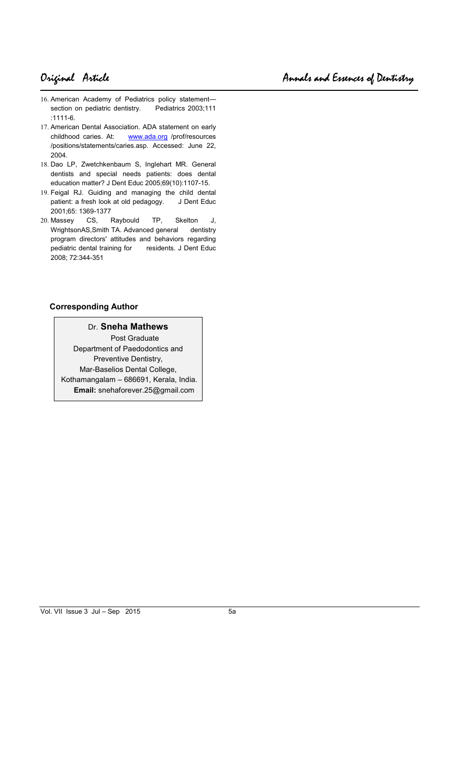16. American Academy of Pediatrics policy statement—section on pediatric dentistry. Pediatrics 2003;111:1111-6.
17. American Dental Association. ADA statement on early childhood caries. At: www.ada.org /prof/resources /positions/statements/caries.asp. Accessed: June 22, 2004.
18. Dao LP, Zwetchkenbaum S, Inglehart MR. General dentists and special needs patients: does dental education matter? J Dent Educ 2005;69(10):1107-15.
19. Feigal RJ. Guiding and managing the child dental patient: a fresh look at old pedagogy. J Dent Educ 2001;65: 1369-1377
20. Massey CS, Raybould TP, Skelton J, WrightsonAS,Smith TA. Advanced general dentistry program directors' attitudes and behaviors regarding pediatric dental training for residents. J Dent Educ 2008; 72:344-351

**Corresponding Author**

Dr. **Sneha Mathews**
Post Graduate
Department of Paedodontics and Preventive Dentistry,
Mar-Baselios Dental College,
Kothamangalam – 686691, Kerala, India.
**Email:** snehaforever.25@gmail.com